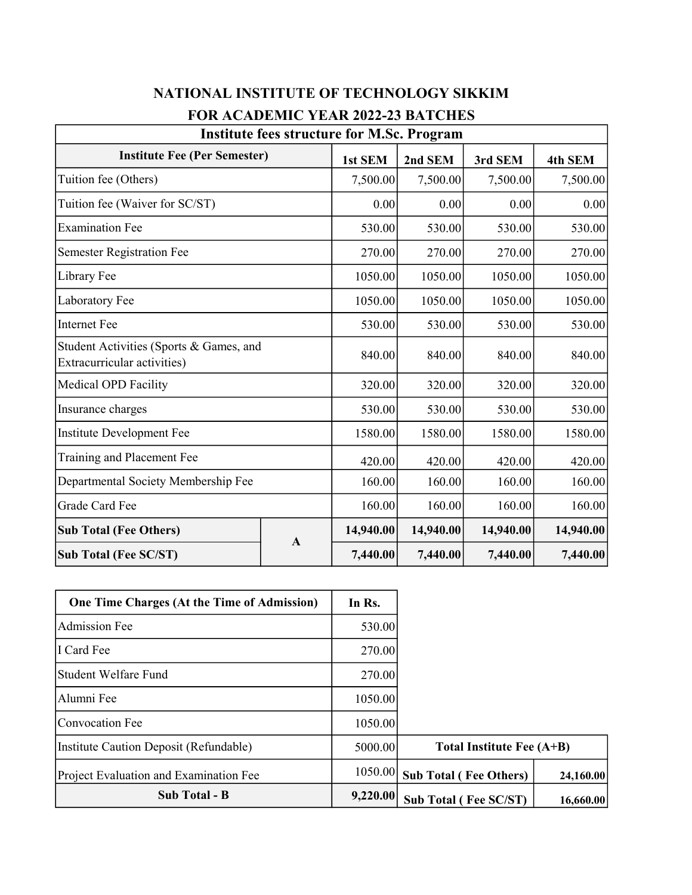# NATIONAL INSTITUTE OF TECHNOLOGY SIKKIM

## FOR ACADEMIC YEAR 2022-23 BATCHES

### Institute fees structure for M.Sc. Program

| Institute Fee (Per Semester) | | 1st SEM | 2nd SEM | 3rd SEM | 4th SEM |
|---|---|---|---|---|---|
| Tuition fee (Others) | | 7,500.00 | 7,500.00 | 7,500.00 | 7,500.00 |
| Tuition fee (Waiver for SC/ST) | | 0.00 | 0.00 | 0.00 | 0.00 |
| Examination Fee | | 530.00 | 530.00 | 530.00 | 530.00 |
| Semester Registration Fee | | 270.00 | 270.00 | 270.00 | 270.00 |
| Library Fee | | 1050.00 | 1050.00 | 1050.00 | 1050.00 |
| Laboratory Fee | | 1050.00 | 1050.00 | 1050.00 | 1050.00 |
| Internet Fee | | 530.00 | 530.00 | 530.00 | 530.00 |
| Student Activities (Sports & Games, and Extracurricular activities) | | 840.00 | 840.00 | 840.00 | 840.00 |
| Medical OPD Facility | | 320.00 | 320.00 | 320.00 | 320.00 |
| Insurance charges | | 530.00 | 530.00 | 530.00 | 530.00 |
| Institute Development Fee | | 1580.00 | 1580.00 | 1580.00 | 1580.00 |
| Training and Placement Fee | | 420.00 | 420.00 | 420.00 | 420.00 |
| Departmental Society Membership Fee | | 160.00 | 160.00 | 160.00 | 160.00 |
| Grade Card Fee | | 160.00 | 160.00 | 160.00 | 160.00 |
| **Sub Total (Fee Others)** | **A** | **14,940.00** | **14,940.00** | **14,940.00** | **14,940.00** |
| **Sub Total (Fee SC/ST)** | | **7,440.00** | **7,440.00** | **7,440.00** | **7,440.00** |

| One Time Charges (At the Time of Admission) | In Rs. |
|---|---|
| Admission Fee | 530.00 |
| I Card Fee | 270.00 |
| Student Welfare Fund | 270.00 |
| Alumni Fee | 1050.00 |
| Convocation Fee | 1050.00 |
| Institute Caution Deposit (Refundable) | 5000.00 |
| Project Evaluation and Examination Fee | 1050.00 |
| **Sub Total - B** | **9,220.00** |

| Total Institute Fee (A+B) | |
|---|---|
| **Sub Total ( Fee Others)** | **24,160.00** |
| **Sub Total ( Fee SC/ST)** | **16,660.00** |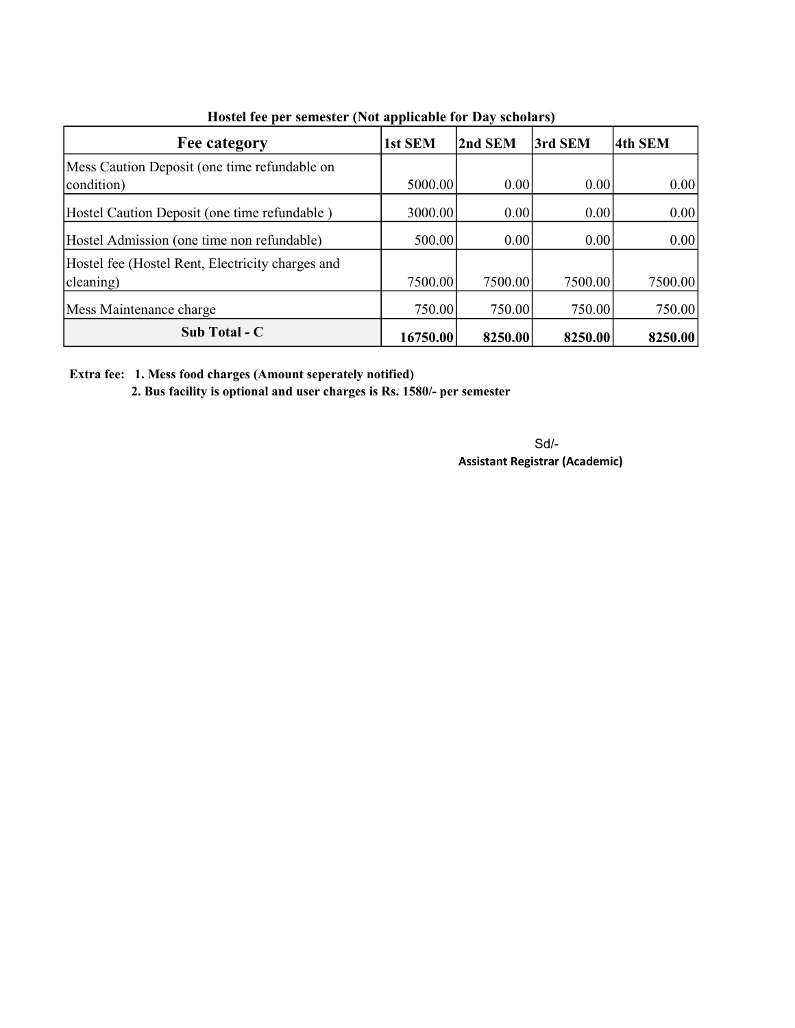**Hostel fee per semester (Not applicable for Day scholars)**

| Fee category | 1st SEM | 2nd SEM | 3rd SEM | 4th SEM |
|---|---|---|---|---|
| Mess Caution Deposit (one time refundable on condition) | 5000.00 | 0.00 | 0.00 | 0.00 |
| Hostel Caution Deposit (one time refundable ) | 3000.00 | 0.00 | 0.00 | 0.00 |
| Hostel Admission (one time non refundable) | 500.00 | 0.00 | 0.00 | 0.00 |
| Hostel fee (Hostel Rent, Electricity charges and cleaning) | 7500.00 | 7500.00 | 7500.00 | 7500.00 |
| Mess Maintenance charge | 750.00 | 750.00 | 750.00 | 750.00 |
| **Sub Total - C** | **16750.00** | **8250.00** | **8250.00** | **8250.00** |

**Extra fee: 1. Mess food charges (Amount seperately notified)**
**2. Bus facility is optional and user charges is Rs. 1580/- per semester**

Sd/-
**Assistant Registrar (Academic)**